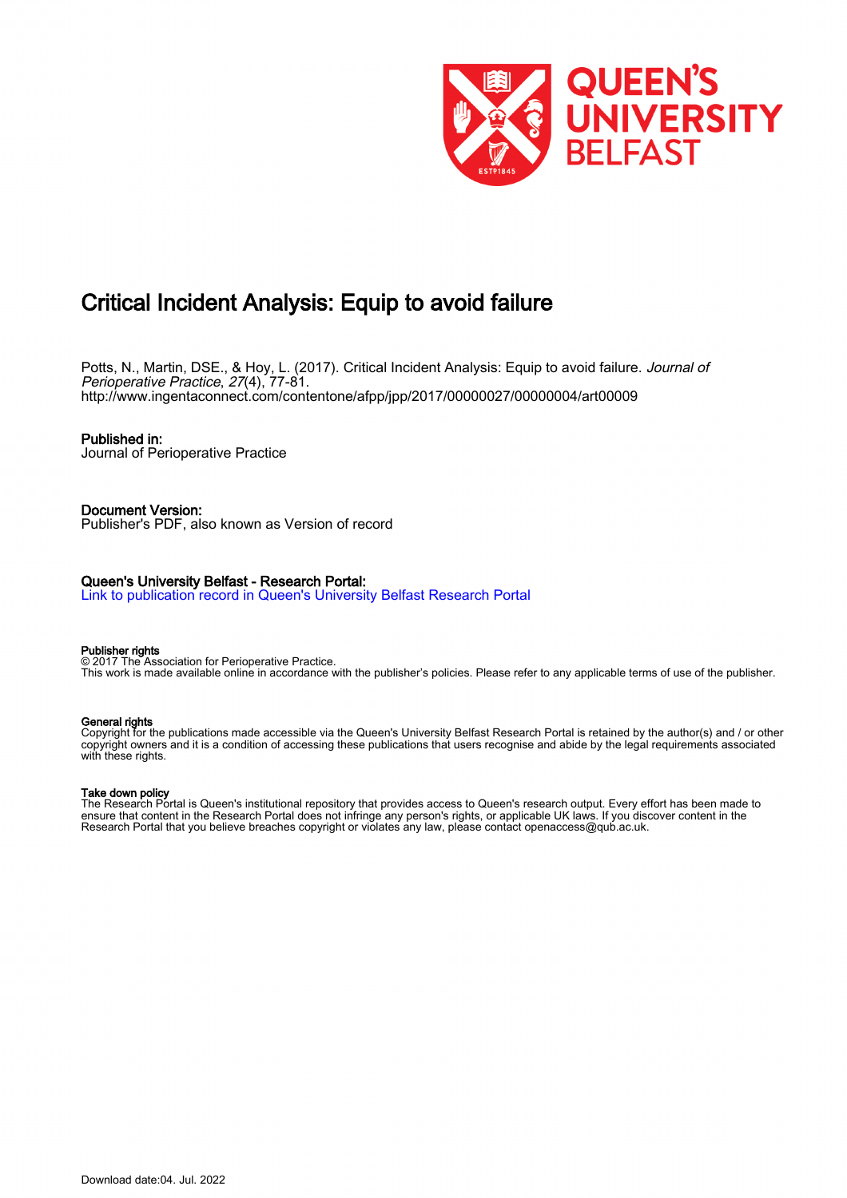# Critical Incident Analysis: Equip to avoid failure

Potts, N., Martin, DSE., & Hoy, L. (2017). Critical Incident Analysis: Equip to avoid failure. *Journal of Perioperative Practice*, *27*(4), 77-81.
http://www.ingentaconnect.com/contentone/afpp/jpp/2017/00000027/00000004/art00009

**Published in:**
Journal of Perioperative Practice

**Document Version:**
Publisher's PDF, also known as Version of record

**Queen's University Belfast - Research Portal:**
Link to publication record in Queen's University Belfast Research Portal

**Publisher rights**
© 2017 The Association for Perioperative Practice.
This work is made available online in accordance with the publisher's policies. Please refer to any applicable terms of use of the publisher.

**General rights**
Copyright for the publications made accessible via the Queen's University Belfast Research Portal is retained by the author(s) and / or other copyright owners and it is a condition of accessing these publications that users recognise and abide by the legal requirements associated with these rights.

**Take down policy**
The Research Portal is Queen's institutional repository that provides access to Queen's research output. Every effort has been made to ensure that content in the Research Portal does not infringe any person's rights, or applicable UK laws. If you discover content in the Research Portal that you believe breaches copyright or violates any law, please contact openaccess@qub.ac.uk.

Download date:04. Jul. 2022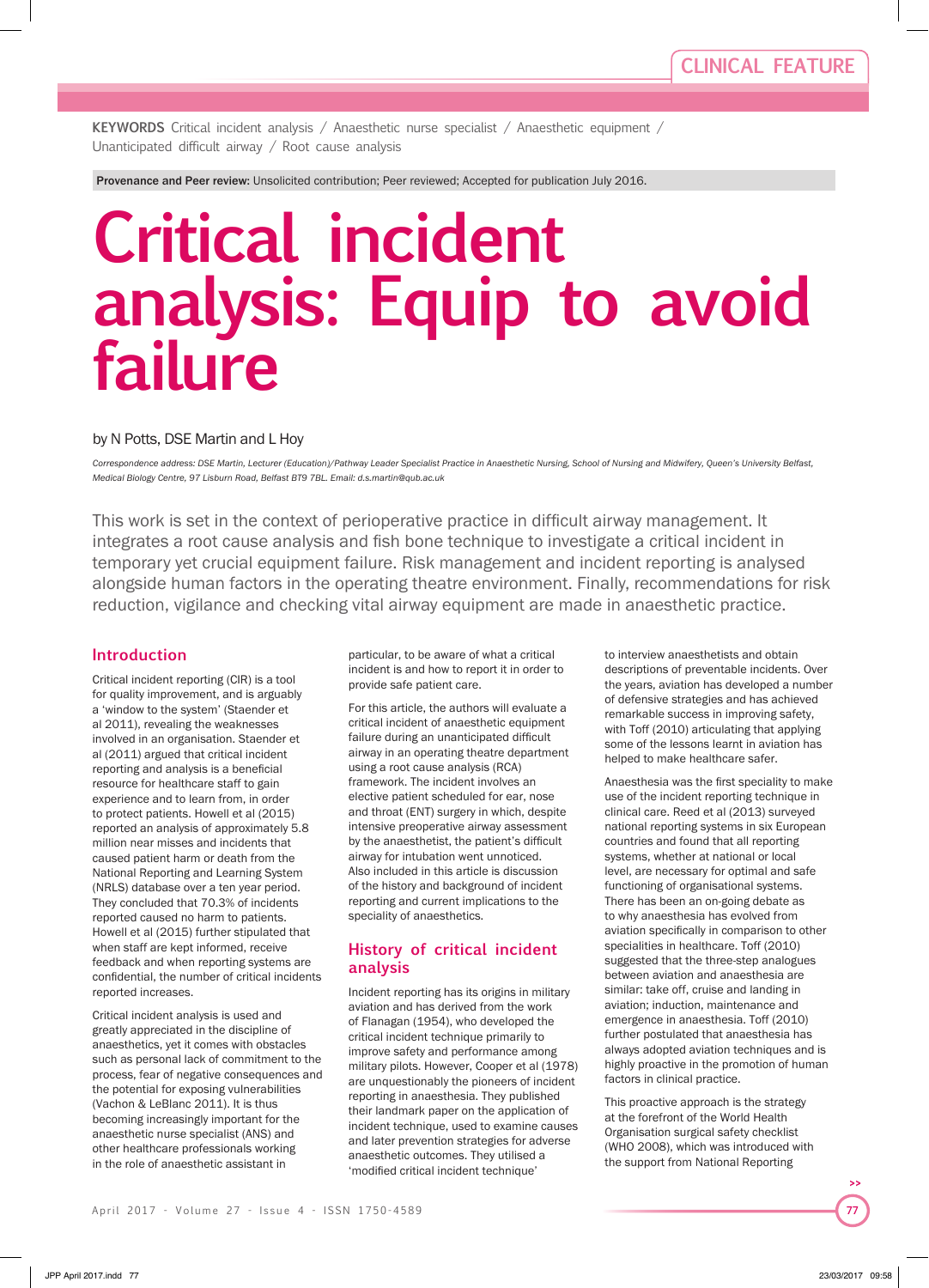KEYWORDS Critical incident analysis / Anaesthetic nurse specialist / Anaesthetic equipment / Unanticipated difficult airway / Root cause analysis

**Provenance and Peer review:** Unsolicited contribution; Peer reviewed; Accepted for publication July 2016.

# Critical incident analysis: Equip to avoid failure

by N Potts, DSE Martin and L Hoy

*Correspondence address: DSE Martin, Lecturer (Education)/Pathway Leader Specialist Practice in Anaesthetic Nursing, School of Nursing and Midwifery, Queen's University Belfast, Medical Biology Centre, 97 Lisburn Road, Belfast BT9 7BL. Email: d.s.martin@qub.ac.uk*

This work is set in the context of perioperative practice in difficult airway management. It integrates a root cause analysis and fish bone technique to investigate a critical incident in temporary yet crucial equipment failure. Risk management and incident reporting is analysed alongside human factors in the operating theatre environment. Finally, recommendations for risk reduction, vigilance and checking vital airway equipment are made in anaesthetic practice.

## Introduction

Critical incident reporting (CIR) is a tool for quality improvement, and is arguably a 'window to the system' (Staender et al 2011), revealing the weaknesses involved in an organisation. Staender et al (2011) argued that critical incident reporting and analysis is a beneficial resource for healthcare staff to gain experience and to learn from, in order to protect patients. Howell et al (2015) reported an analysis of approximately 5.8 million near misses and incidents that caused patient harm or death from the National Reporting and Learning System (NRLS) database over a ten year period. They concluded that 70.3% of incidents reported caused no harm to patients. Howell et al (2015) further stipulated that when staff are kept informed, receive feedback and when reporting systems are confidential, the number of critical incidents reported increases.

Critical incident analysis is used and greatly appreciated in the discipline of anaesthetics, yet it comes with obstacles such as personal lack of commitment to the process, fear of negative consequences and the potential for exposing vulnerabilities (Vachon & LeBlanc 2011). It is thus becoming increasingly important for the anaesthetic nurse specialist (ANS) and other healthcare professionals working in the role of anaesthetic assistant in particular, to be aware of what a critical incident is and how to report it in order to provide safe patient care.

For this article, the authors will evaluate a critical incident of anaesthetic equipment failure during an unanticipated difficult airway in an operating theatre department using a root cause analysis (RCA) framework. The incident involves an elective patient scheduled for ear, nose and throat (ENT) surgery in which, despite intensive preoperative airway assessment by the anaesthetist, the patient's difficult airway for intubation went unnoticed. Also included in this article is discussion of the history and background of incident reporting and current implications to the speciality of anaesthetics.

## History of critical incident analysis

Incident reporting has its origins in military aviation and has derived from the work of Flanagan (1954), who developed the critical incident technique primarily to improve safety and performance among military pilots. However, Cooper et al (1978) are unquestionably the pioneers of incident reporting in anaesthesia. They published their landmark paper on the application of incident technique, used to examine causes and later prevention strategies for adverse anaesthetic outcomes. They utilised a 'modified critical incident technique' to interview anaesthetists and obtain descriptions of preventable incidents. Over the years, aviation has developed a number of defensive strategies and has achieved remarkable success in improving safety, with Toff (2010) articulating that applying some of the lessons learnt in aviation has helped to make healthcare safer.

Anaesthesia was the first speciality to make use of the incident reporting technique in clinical care. Reed et al (2013) surveyed national reporting systems in six European countries and found that all reporting systems, whether at national or local level, are necessary for optimal and safe functioning of organisational systems. There has been an on-going debate as to why anaesthesia has evolved from aviation specifically in comparison to other specialities in healthcare. Toff (2010) suggested that the three-step analogues between aviation and anaesthesia are similar: take off, cruise and landing in aviation; induction, maintenance and emergence in anaesthesia. Toff (2010) further postulated that anaesthesia has always adopted aviation techniques and is highly proactive in the promotion of human factors in clinical practice.

This proactive approach is the strategy at the forefront of the World Health Organisation surgical safety checklist (WHO 2008), which was introduced with the support from National Reporting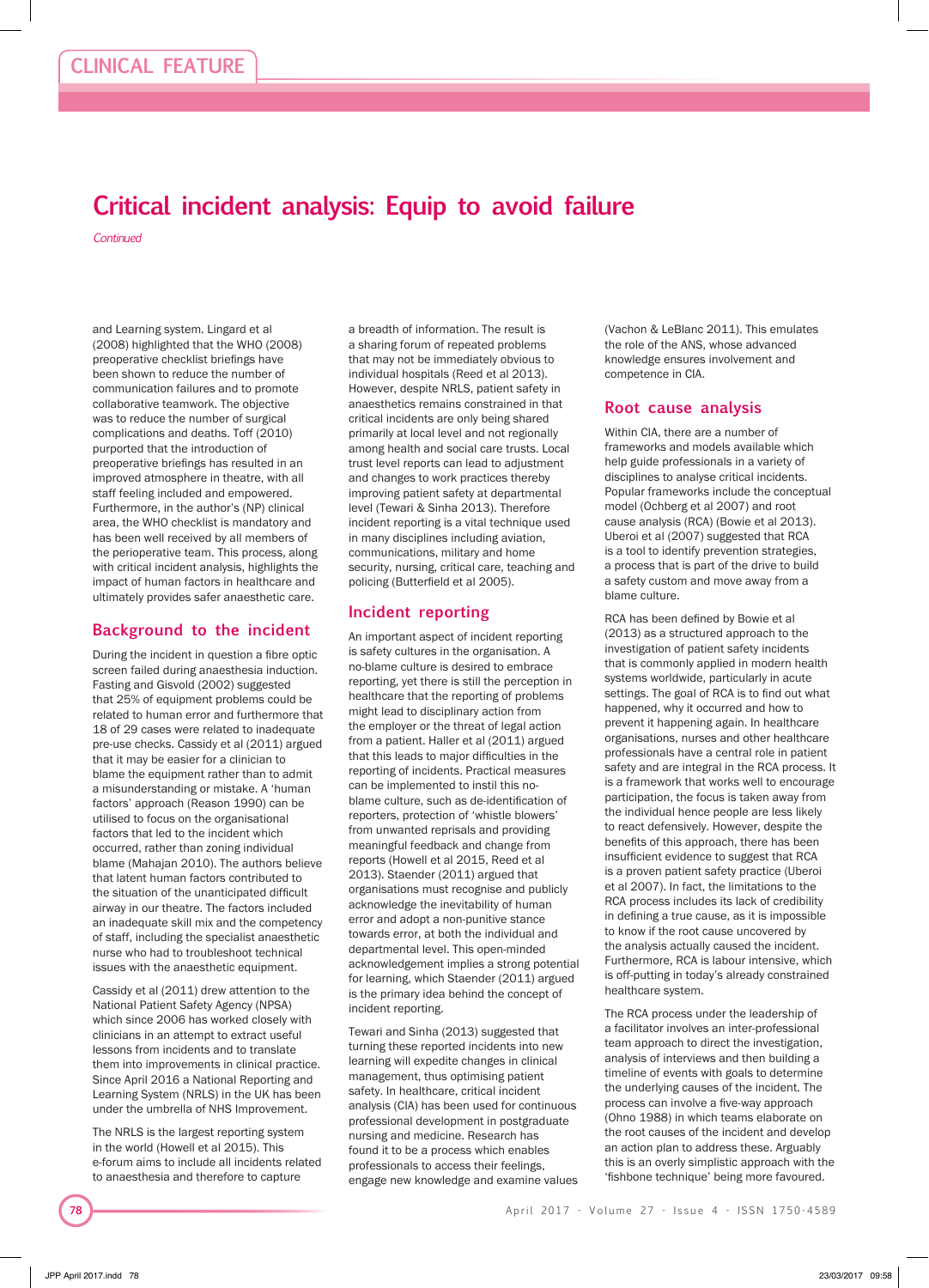# Critical incident analysis: Equip to avoid failure

*Continued*

and Learning system. Lingard et al (2008) highlighted that the WHO (2008) preoperative checklist briefings have been shown to reduce the number of communication failures and to promote collaborative teamwork. The objective was to reduce the number of surgical complications and deaths. Toff (2010) purported that the introduction of preoperative briefings has resulted in an improved atmosphere in theatre, with all staff feeling included and empowered. Furthermore, in the author's (NP) clinical area, the WHO checklist is mandatory and has been well received by all members of the perioperative team. This process, along with critical incident analysis, highlights the impact of human factors in healthcare and ultimately provides safer anaesthetic care.

## Background to the incident

During the incident in question a fibre optic screen failed during anaesthesia induction. Fasting and Gisvold (2002) suggested that 25% of equipment problems could be related to human error and furthermore that 18 of 29 cases were related to inadequate pre-use checks. Cassidy et al (2011) argued that it may be easier for a clinician to blame the equipment rather than to admit a misunderstanding or mistake. A 'human factors' approach (Reason 1990) can be utilised to focus on the organisational factors that led to the incident which occurred, rather than zoning individual blame (Mahajan 2010). The authors believe that latent human factors contributed to the situation of the unanticipated difficult airway in our theatre. The factors included an inadequate skill mix and the competency of staff, including the specialist anaesthetic nurse who had to troubleshoot technical issues with the anaesthetic equipment.

Cassidy et al (2011) drew attention to the National Patient Safety Agency (NPSA) which since 2006 has worked closely with clinicians in an attempt to extract useful lessons from incidents and to translate them into improvements in clinical practice. Since April 2016 a National Reporting and Learning System (NRLS) in the UK has been under the umbrella of NHS Improvement.

The NRLS is the largest reporting system in the world (Howell et al 2015). This e-forum aims to include all incidents related to anaesthesia and therefore to capture a breadth of information. The result is a sharing forum of repeated problems that may not be immediately obvious to individual hospitals (Reed et al 2013). However, despite NRLS, patient safety in anaesthetics remains constrained in that critical incidents are only being shared primarily at local level and not regionally among health and social care trusts. Local trust level reports can lead to adjustment and changes to work practices thereby improving patient safety at departmental level (Tewari & Sinha 2013). Therefore incident reporting is a vital technique used in many disciplines including aviation, communications, military and home security, nursing, critical care, teaching and policing (Butterfield et al 2005).

## Incident reporting

An important aspect of incident reporting is safety cultures in the organisation. A no-blame culture is desired to embrace reporting, yet there is still the perception in healthcare that the reporting of problems might lead to disciplinary action from the employer or the threat of legal action from a patient. Haller et al (2011) argued that this leads to major difficulties in the reporting of incidents. Practical measures can be implemented to instil this no-blame culture, such as de-identification of reporters, protection of 'whistle blowers' from unwanted reprisals and providing meaningful feedback and change from reports (Howell et al 2015, Reed et al 2013). Staender (2011) argued that organisations must recognise and publicly acknowledge the inevitability of human error and adopt a non-punitive stance towards error, at both the individual and departmental level. This open-minded acknowledgement implies a strong potential for learning, which Staender (2011) argued is the primary idea behind the concept of incident reporting.

Tewari and Sinha (2013) suggested that turning these reported incidents into new learning will expedite changes in clinical management, thus optimising patient safety. In healthcare, critical incident analysis (CIA) has been used for continuous professional development in postgraduate nursing and medicine. Research has found it to be a process which enables professionals to access their feelings, engage new knowledge and examine values (Vachon & LeBlanc 2011). This emulates the role of the ANS, whose advanced knowledge ensures involvement and competence in CIA.

## Root cause analysis

Within CIA, there are a number of frameworks and models available which help guide professionals in a variety of disciplines to analyse critical incidents. Popular frameworks include the conceptual model (Ochberg et al 2007) and root cause analysis (RCA) (Bowie et al 2013). Uberoi et al (2007) suggested that RCA is a tool to identify prevention strategies, a process that is part of the drive to build a safety custom and move away from a blame culture.

RCA has been defined by Bowie et al (2013) as a structured approach to the investigation of patient safety incidents that is commonly applied in modern health systems worldwide, particularly in acute settings. The goal of RCA is to find out what happened, why it occurred and how to prevent it happening again. In healthcare organisations, nurses and other healthcare professionals have a central role in patient safety and are integral in the RCA process. It is a framework that works well to encourage participation, the focus is taken away from the individual hence people are less likely to react defensively. However, despite the benefits of this approach, there has been insufficient evidence to suggest that RCA is a proven patient safety practice (Uberoi et al 2007). In fact, the limitations to the RCA process includes its lack of credibility in defining a true cause, as it is impossible to know if the root cause uncovered by the analysis actually caused the incident. Furthermore, RCA is labour intensive, which is off-putting in today's already constrained healthcare system.

The RCA process under the leadership of a facilitator involves an inter-professional team approach to direct the investigation, analysis of interviews and then building a timeline of events with goals to determine the underlying causes of the incident. The process can involve a five-way approach (Ohno 1988) in which teams elaborate on the root causes of the incident and develop an action plan to address these. Arguably this is an overly simplistic approach with the 'fishbone technique' being more favoured.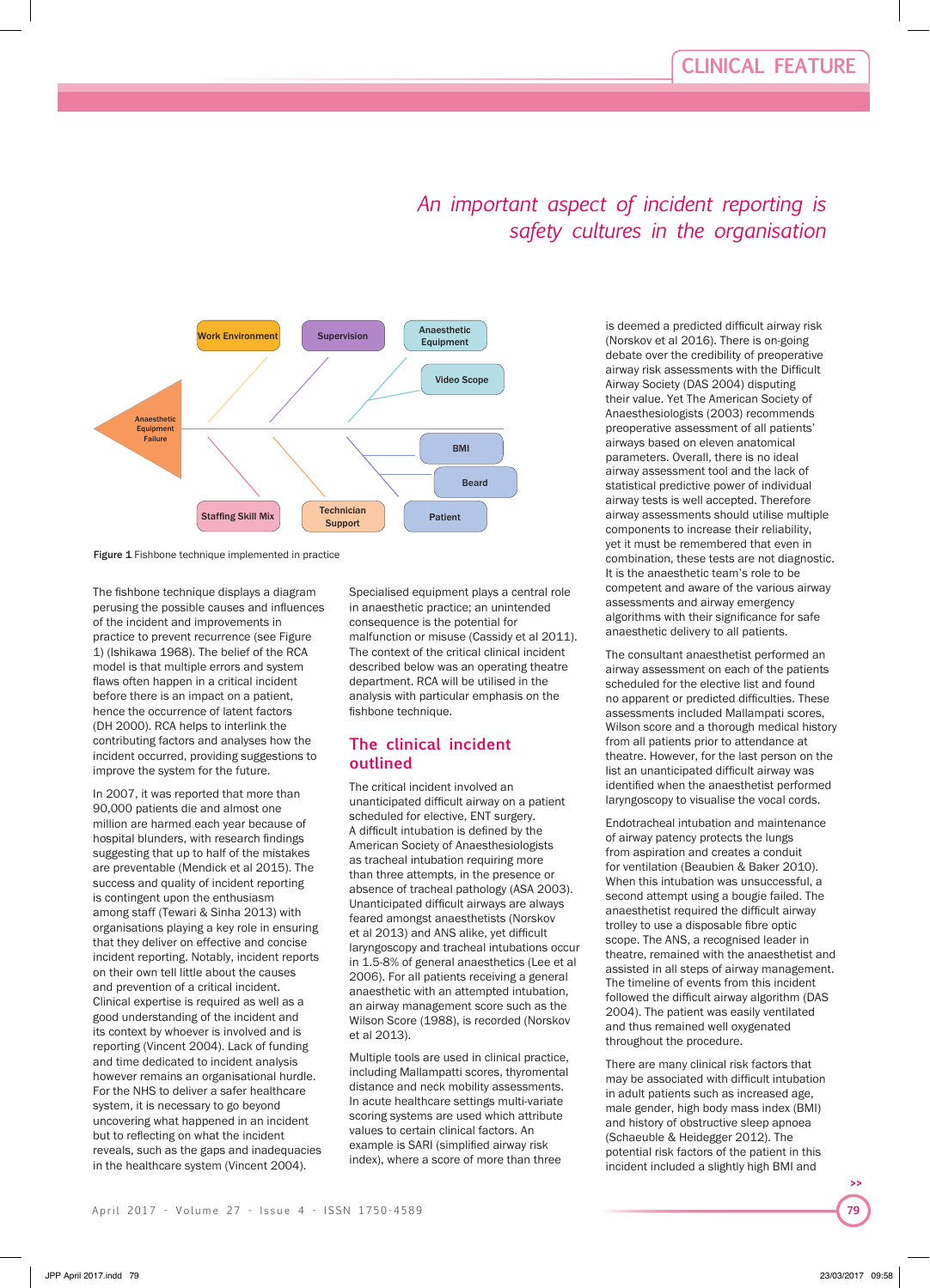*An important aspect of incident reporting is safety cultures in the organisation*

Work Environment | Supervision | Anaesthetic Equipment | Video Scope | Anaesthetic Equipment Failure | BMI | Beard | Staffing Skill Mix | Technician Support | Patient

**Figure 1** Fishbone technique implemented in practice

The fishbone technique displays a diagram perusing the possible causes and influences of the incident and improvements in practice to prevent recurrence (see Figure 1) (Ishikawa 1968). The belief of the RCA model is that multiple errors and system flaws often happen in a critical incident before there is an impact on a patient, hence the occurrence of latent factors (DH 2000). RCA helps to interlink the contributing factors and analyses how the incident occurred, providing suggestions to improve the system for the future.

In 2007, it was reported that more than 90,000 patients die and almost one million are harmed each year because of hospital blunders, with research findings suggesting that up to half of the mistakes are preventable (Mendick et al 2015). The success and quality of incident reporting is contingent upon the enthusiasm among staff (Tewari & Sinha 2013) with organisations playing a key role in ensuring that they deliver on effective and concise incident reporting. Notably, incident reports on their own tell little about the causes and prevention of a critical incident. Clinical expertise is required as well as a good understanding of the incident and its context by whoever is involved and is reporting (Vincent 2004). Lack of funding and time dedicated to incident analysis however remains an organisational hurdle. For the NHS to deliver a safer healthcare system, it is necessary to go beyond uncovering what happened in an incident but to reflecting on what the incident reveals, such as the gaps and inadequacies in the healthcare system (Vincent 2004).

Specialised equipment plays a central role in anaesthetic practice; an unintended consequence is the potential for malfunction or misuse (Cassidy et al 2011). The context of the critical clinical incident described below was an operating theatre department. RCA will be utilised in the analysis with particular emphasis on the fishbone technique.

## The clinical incident outlined

The critical incident involved an unanticipated difficult airway on a patient scheduled for elective, ENT surgery. A difficult intubation is defined by the American Society of Anaesthesiologists as tracheal intubation requiring more than three attempts, in the presence or absence of tracheal pathology (ASA 2003). Unanticipated difficult airways are always feared amongst anaesthetists (Norskov et al 2013) and ANS alike, yet difficult laryngoscopy and tracheal intubations occur in 1.5-8% of general anaesthetics (Lee et al 2006). For all patients receiving a general anaesthetic with an attempted intubation, an airway management score such as the Wilson Score (1988), is recorded (Norskov et al 2013).

Multiple tools are used in clinical practice, including Mallampatti scores, thyromental distance and neck mobility assessments. In acute healthcare settings multi-variate scoring systems are used which attribute values to certain clinical factors. An example is SARI (simplified airway risk index), where a score of more than three is deemed a predicted difficult airway risk (Norskov et al 2016). There is on-going debate over the credibility of preoperative airway risk assessments with the Difficult Airway Society (DAS 2004) disputing their value. Yet The American Society of Anaesthesiologists (2003) recommends preoperative assessment of all patients' airways based on eleven anatomical parameters. Overall, there is no ideal airway assessment tool and the lack of statistical predictive power of individual airway tests is well accepted. Therefore airway assessments should utilise multiple components to increase their reliability, yet it must be remembered that even in combination, these tests are not diagnostic. It is the anaesthetic team's role to be competent and aware of the various airway assessments and airway emergency algorithms with their significance for safe anaesthetic delivery to all patients.

The consultant anaesthetist performed an airway assessment on each of the patients scheduled for the elective list and found no apparent or predicted difficulties. These assessments included Mallampati scores, Wilson score and a thorough medical history from all patients prior to attendance at theatre. However, for the last person on the list an unanticipated difficult airway was identified when the anaesthetist performed laryngoscopy to visualise the vocal cords.

Endotracheal intubation and maintenance of airway patency protects the lungs from aspiration and creates a conduit for ventilation (Beaubien & Baker 2010). When this intubation was unsuccessful, a second attempt using a bougie failed. The anaesthetist required the difficult airway trolley to use a disposable fibre optic scope. The ANS, a recognised helper in theatre, remained with the anaesthetist and assisted in all steps of airway management. The timeline of events from this incident followed the difficult airway algorithm (DAS 2004). The patient was easily ventilated and thus remained well oxygenated throughout the procedure.

There are many clinical risk factors that may be associated with difficult intubation in adult patients such as increased age, male gender, high body mass index (BMI) and history of obstructive sleep apnoea (Schaeuble & Heidegger 2012). The potential risk factors of the patient in this incident included a slightly high BMI and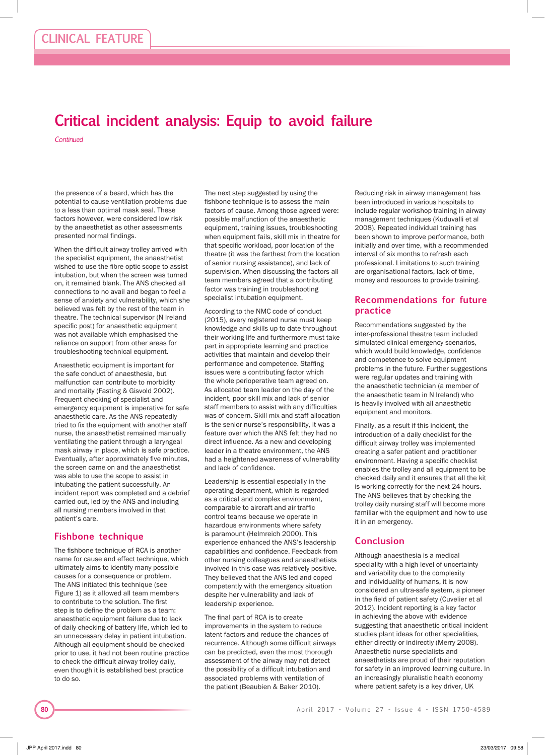# Critical incident analysis: Equip to avoid failure

*Continued*

the presence of a beard, which has the potential to cause ventilation problems due to a less than optimal mask seal. These factors however, were considered low risk by the anaesthetist as other assessments presented normal findings.

When the difficult airway trolley arrived with the specialist equipment, the anaesthetist wished to use the fibre optic scope to assist intubation, but when the screen was turned on, it remained blank. The ANS checked all connections to no avail and began to feel a sense of anxiety and vulnerability, which she believed was felt by the rest of the team in theatre. The technical supervisor (N Ireland specific post) for anaesthetic equipment was not available which emphasised the reliance on support from other areas for troubleshooting technical equipment.

Anaesthetic equipment is important for the safe conduct of anaesthesia, but malfunction can contribute to morbidity and mortality (Fasting & Gisvold 2002). Frequent checking of specialist and emergency equipment is imperative for safe anaesthetic care. As the ANS repeatedly tried to fix the equipment with another staff nurse, the anaesthetist remained manually ventilating the patient through a laryngeal mask airway in place, which is safe practice. Eventually, after approximately five minutes, the screen came on and the anaesthetist was able to use the scope to assist in intubating the patient successfully. An incident report was completed and a debrief carried out, led by the ANS and including all nursing members involved in that patient's care.

## Fishbone technique

The fishbone technique of RCA is another name for cause and effect technique, which ultimately aims to identify many possible causes for a consequence or problem. The ANS initiated this technique (see Figure 1) as it allowed all team members to contribute to the solution. The first step is to define the problem as a team: anaesthetic equipment failure due to lack of daily checking of battery life, which led to an unnecessary delay in patient intubation. Although all equipment should be checked prior to use, it had not been routine practice to check the difficult airway trolley daily, even though it is established best practice to do so.

The next step suggested by using the fishbone technique is to assess the main factors of cause. Among those agreed were: possible malfunction of the anaesthetic equipment, training issues, troubleshooting when equipment fails, skill mix in theatre for that specific workload, poor location of the theatre (it was the farthest from the location of senior nursing assistance), and lack of supervision. When discussing the factors all team members agreed that a contributing factor was training in troubleshooting specialist intubation equipment.

According to the NMC code of conduct (2015), every registered nurse must keep knowledge and skills up to date throughout their working life and furthermore must take part in appropriate learning and practice activities that maintain and develop their performance and competence. Staffing issues were a contributing factor which the whole perioperative team agreed on. As allocated team leader on the day of the incident, poor skill mix and lack of senior staff members to assist with any difficulties was of concern. Skill mix and staff allocation is the senior nurse's responsibility, it was a feature over which the ANS felt they had no direct influence. As a new and developing leader in a theatre environment, the ANS had a heightened awareness of vulnerability and lack of confidence.

Leadership is essential especially in the operating department, which is regarded as a critical and complex environment, comparable to aircraft and air traffic control teams because we operate in hazardous environments where safety is paramount (Helmreich 2000). This experience enhanced the ANS's leadership capabilities and confidence. Feedback from other nursing colleagues and anaesthetists involved in this case was relatively positive. They believed that the ANS led and coped competently with the emergency situation despite her vulnerability and lack of leadership experience.

The final part of RCA is to create improvements in the system to reduce latent factors and reduce the chances of recurrence. Although some difficult airways can be predicted, even the most thorough assessment of the airway may not detect the possibility of a difficult intubation and associated problems with ventilation of the patient (Beaubien & Baker 2010).

Reducing risk in airway management has been introduced in various hospitals to include regular workshop training in airway management techniques (Kuduvalli et al 2008). Repeated individual training has been shown to improve performance, both initially and over time, with a recommended interval of six months to refresh each professional. Limitations to such training are organisational factors, lack of time, money and resources to provide training.

## Recommendations for future practice

Recommendations suggested by the inter-professional theatre team included simulated clinical emergency scenarios, which would build knowledge, confidence and competence to solve equipment problems in the future. Further suggestions were regular updates and training with the anaesthetic technician (a member of the anaesthetic team in N Ireland) who is heavily involved with all anaesthetic equipment and monitors.

Finally, as a result if this incident, the introduction of a daily checklist for the difficult airway trolley was implemented creating a safer patient and practitioner environment. Having a specific checklist enables the trolley and all equipment to be checked daily and it ensures that all the kit is working correctly for the next 24 hours. The ANS believes that by checking the trolley daily nursing staff will become more familiar with the equipment and how to use it in an emergency.

## Conclusion

Although anaesthesia is a medical speciality with a high level of uncertainty and variability due to the complexity and individuality of humans, it is now considered an ultra-safe system, a pioneer in the field of patient safety (Cuvelier et al 2012). Incident reporting is a key factor in achieving the above with evidence suggesting that anaesthetic critical incident studies plant ideas for other specialities, either directly or indirectly (Merry 2008). Anaesthetic nurse specialists and anaesthetists are proud of their reputation for safety in an improved learning culture. In an increasingly pluralistic health economy where patient safety is a key driver, UK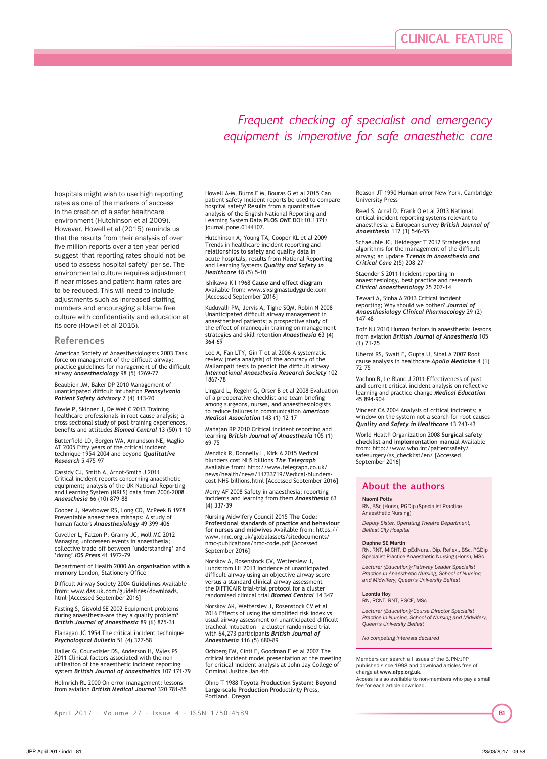*Frequent checking of specialist and emergency equipment is imperative for safe anaesthetic care*

hospitals might wish to use high reporting rates as one of the markers of success in the creation of a safer healthcare environment (Hutchinson et al 2009). However, Howell et al (2015) reminds us that the results from their analysis of over five million reports over a ten year period suggest 'that reporting rates should not be used to assess hospital safety' per se. The environmental culture requires adjustment if near misses and patient harm rates are to be reduced. This will need to include adjustments such as increased staffing numbers and encouraging a blame free culture with confidentiality and education at its core (Howell et al 2015).

## References

American Society of Anaesthesiologists 2003 Task force on management of the difficult airway: practice guidelines for management of the difficult airway ***Anaesthesiology*** 98 (5) 1269-77

Beaubien JM, Baker DP 2010 Management of unanticipated difficult intubation ***Pennsylvania Patient Safety Advisory*** 7 (4) 113-20

Bowie P, Skinner J, De Wet C 2013 Training healthcare professionals in root cause analysis; a cross sectional study of post-training experiences, benefits and attitudes ***Biomed Central*** 13 (50) 1-10

Butterfield LD, Borgen WA, Amundson NE, Maglio AT 2005 Fifty years of the critical incident technique 1954-2004 and beyond ***Qualitative Research*** 5 475-97

Cassidy CJ, Smith A, Arnot-Smith J 2011 Critical incident reports concerning anaesthetic equipment; analysis of the UK National Reporting and Learning System (NRLS) data from 2006-2008 ***Anaesthesia*** 66 (10) 879-88

Cooper J, Newbower RS, Long CD, McPeek B 1978 Preventable anaesthesia mishaps: A study of human factors ***Anaesthesiology*** 49 399-406

Cuvelier L, Falzon P, Granry JC, Moll MC 2012 Managing unforeseen events in anaesthesia; collective trade-off between 'understanding' and 'doing' ***IOS Press*** 41 1972-79

Department of Health 2000 **An organisation with a memory** London, Stationery Office

Difficult Airway Society 2004 **Guidelines** Available from: www.das.uk.com/guidelines/downloads.html [Accessed September 2016]

Fasting S, Gisvold SE 2002 Equipment problems during anaesthesia-are they a quality problem? ***British Journal of Anaesthesia*** 89 (6) 825-31

Flanagan JC 1954 The critical incident technique ***Psychological Bulletin*** 51 (4) 327-58

Haller G, Courvoisier DS, Anderson H, Myles PS 2011 Clinical factors associated with the non-utilisation of the anaesthetic incident reporting system ***British Journal of Anaesthetics*** 107 171-79

Helmrich RL 2000 On error management: lessons from aviation ***British Medical Journal*** 320 781-85

Howell A-M, Burns E M, Bouras G et al 2015 Can patient safety incident reports be used to compare hospital safety? Results from a quantitative analysis of the English National Reporting and Learning System Data ***PLOS ONE*** DOI:10.1371/journal.pone.0144107.

Hutchinson A, Young TA, Cooper KL et al 2009 Trends in healthcare incident reporting and relationships to safety and quality data in acute hospitals; results from National Reporting and Learning Systems ***Quality and Safety in Healthcare*** 18 (5) 5-10

Ishikawa K I 1968 **Cause and effect diagram** Available from: www.sixsigmastudyguide.com [Accessed September 2016]

Kuduvalli PM, Jervis A, Tighe SQM, Robin N 2008 Unanticipated difficult airway management in anaesthetised patients; a prospective study of the effect of mannequin training on management strategies and skill retention ***Anaesthesia*** 63 (4) 364-69

Lee A, Fan LTY, Gin T et al 2006 A systematic review (meta analysis) of the accuracy of the Mallampati tests to predict the difficult airway ***International Anaesthesia Research Society*** 102 1867-78

Lingard L, Regehr G, Orser B et al 2008 Evaluation of a preoperative checklist and team briefing among surgeons, nurses, and anaesthesiologists to reduce failures in communication ***American Medical Association*** 143 (1) 12-17

Mahajan RP 2010 Critical incident reporting and learning ***British Journal of Anaesthesia*** 105 (1) 69-75

Mendick R, Donnelly L, Kirk A 2015 Medical blunders cost NHS billions ***The Telegraph*** Available from: http://www.telegraph.co.uk/news/health/news/11733719/Medical-blunders-cost-NHS-billions.html [Accessed September 2016]

Merry AF 2008 Safety in anaesthesia; reporting incidents and learning from them ***Anaesthesia*** 63 (4) 337-39

Nursing Midwifery Council 2015 **The Code: Professional standards of practice and behaviour for nurses and midwives** Available from: https://www.nmc.org.uk/globalassets/sitedocuments/nmc-publications/nmc-code.pdf [Accessed September 2016]

Norskov A, Rosenstock CV, Wetterslew J, Lundstrom LH 2013 Incidence of unanticipated difficult airway using an objective airway score versus a standard clinical airway assessment the DIFFICAIR trial-trial protocol for a cluster randomised clinical trial ***Biomed Central*** 14 347

Norskov AK, Wetterslev J, Rosenstock CV et al 2016 Effects of using the simplified risk index vs usual airway assessment on unanticipated difficult tracheal intubation - a cluster randomised trial with 64,273 participants ***British Journal of Anaesthesia*** 116 (5) 680-89

Ochberg FM, Cinti E, Goodman E et al 2007 The critical incident model presentation at the meeting for critical incident analysis at John Jay College of Criminal Justice Jan 4th

Ohno T 1988 **Toyota Production System: Beyond Large-scale Production** Productivity Press, Portland, Oregon

Reason JT 1990 **Human error** New York, Cambridge University Press

Reed S, Arnal D, Frank O et al 2013 National critical incident reporting systems relevant to anaesthesia: a European survey ***British Journal of Anaesthesia*** 112 (3) 546-55

Schaeuble JC, Heidegger T 2012 Strategies and algorithms for the management of the difficult airway; an update ***Trends in Anaesthesia and Critical Care*** 2(5) 208-27

Staender S 2011 Incident reporting in anaesthesiology, best practice and research ***Clinical Anaesthesiology*** 25 207-14

Tewari A, Sinha A 2013 Critical incident reporting; Why should we bother? ***Journal of Anaesthesiology Clinical Pharmacology*** 29 (2) 147-48

Toff NJ 2010 Human factors in anaesthesia: lessons from aviation ***British Journal of Anaesthesia*** 105 (1) 21-25

Uberoi RS, Swati E, Gupta U, Sibal A 2007 Root cause analysis in healthcare ***Apollo Medicine*** 4 (1) 72-75

Vachon B, Le Blanc J 2011 Effectiveness of past and current critical incident analysis on reflective learning and practice change ***Medical Education*** 45 894-904

Vincent CA 2004 Analysis of critical incidents; a window on the system not a search for root causes ***Quality and Safety in Healthcare*** 13 243-43

World Health Organization 2008 **Surgical safety checklist and implementation manual** Available from: http://www.who.int/patientsafety/safesurgery/ss_checklist/en/ [Accessed September 2016]

## About the authors

**Naomi Potts**
RN, BSc (Hons), PGDip (Specialist Practice Anaesthetic Nursing)

*Deputy Sister, Operating Theatre Department, Belfast City Hospital*

**Daphne SE Martin**
RN, RNT, MICHT, DipEdNurs., Dip. Reflex., BSc, PGDip Specialist Practice Anaesthetic Nursing (Hons), MSc

*Lecturer (Education)/Pathway Leader Specialist Practice in Anaesthetic Nursing, School of Nursing and Midwifery, Queen's University Belfast*

**Leontia Hoy**
RN, RCNT, RNT, PGCE, MSc

*Lecturer (Education)/Course Director Specialist Practice in Nursing, School of Nursing and Midwifery, Queen's University Belfast*

*No competing interests declared*

Members can search all issues of the BJPN/JPP published since 1998 and download articles free of charge at **www.afpp.org.uk**.
Access is also available to non-members who pay a small fee for each article download.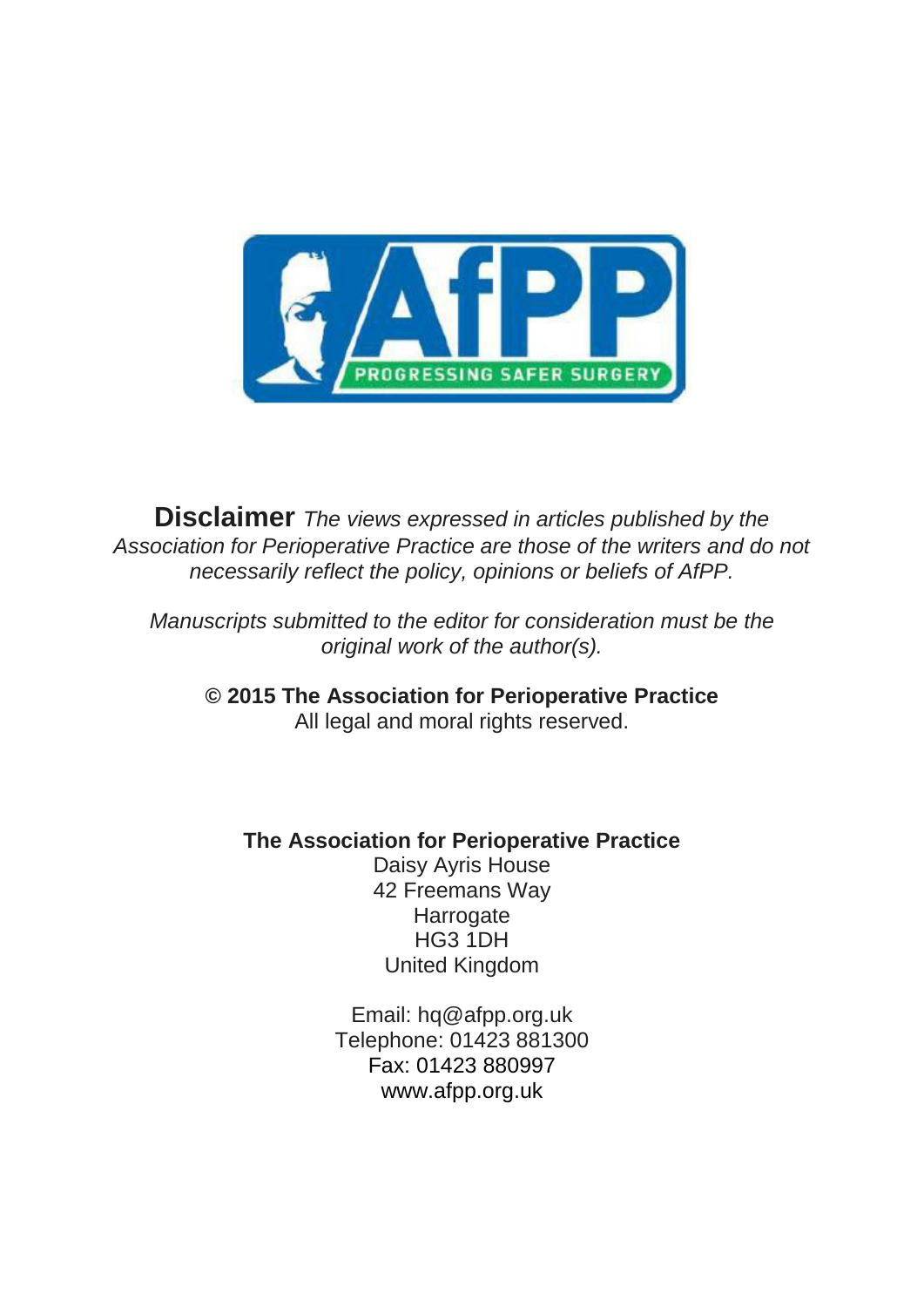**Disclaimer** *The views expressed in articles published by the Association for Perioperative Practice are those of the writers and do not necessarily reflect the policy, opinions or beliefs of AfPP.*

*Manuscripts submitted to the editor for consideration must be the original work of the author(s).*

**© 2015 The Association for Perioperative Practice**
All legal and moral rights reserved.

**The Association for Perioperative Practice**
Daisy Ayris House
42 Freemans Way
Harrogate
HG3 1DH
United Kingdom

Email: hq@afpp.org.uk
Telephone: 01423 881300
Fax: 01423 880997
www.afpp.org.uk